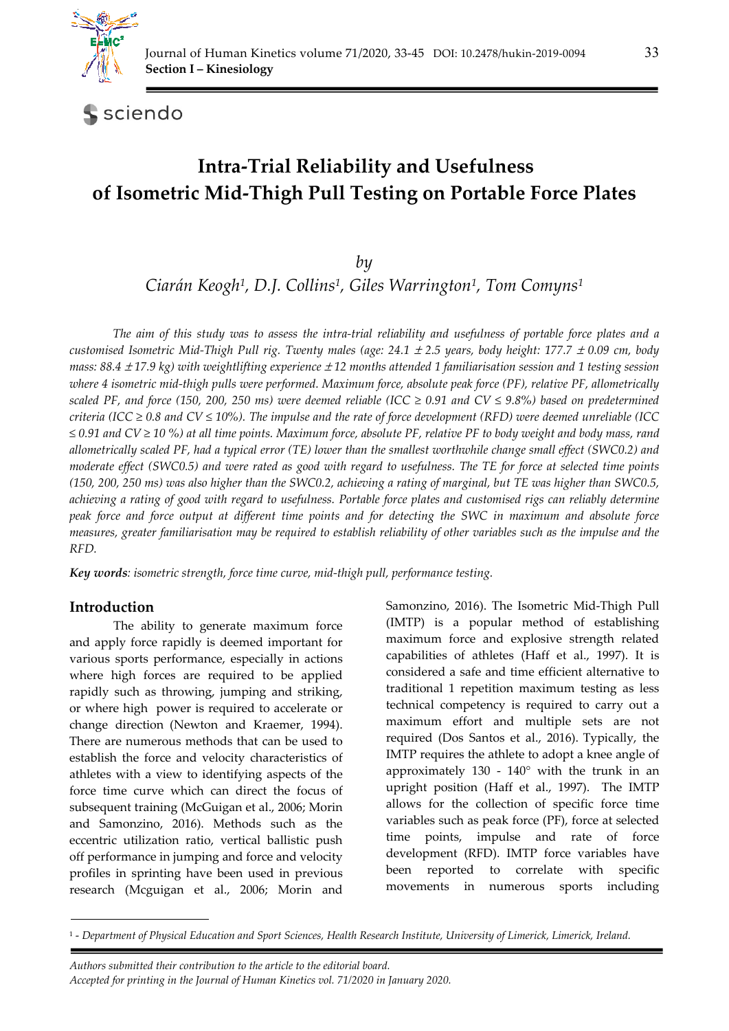# Intra-Trial Reliability and Usefulness of Isometric Mid-Thigh Pull Testing on Portable Force Plates

*by*

*Ciarán Keogh[1], D.J. Collins[1], Giles Warrington[1], Tom Comyns[1]*

*The aim of this study was to assess the intra-trial reliability and usefulness of portable force plates and a customised Isometric Mid-Thigh Pull rig. Twenty males (age: 24.1 ± 2.5 years, body height: 177.7 ± 0.09 cm, body mass: 88.4 ± 17.9 kg) with weightlifting experience ± 12 months attended 1 familiarisation session and 1 testing session where 4 isometric mid-thigh pulls were performed. Maximum force, absolute peak force (PF), relative PF, allometrically scaled PF, and force (150, 200, 250 ms) were deemed reliable (ICC ≥ 0.91 and CV ≤ 9.8%) based on predetermined criteria (ICC ≥ 0.8 and CV ≤ 10%). The impulse and the rate of force development (RFD) were deemed unreliable (ICC ≤ 0.91 and CV ≥ 10 %) at all time points. Maximum force, absolute PF, relative PF to body weight and body mass, rand allometrically scaled PF, had a typical error (TE) lower than the smallest worthwhile change small effect (SWC0.2) and moderate effect (SWC0.5) and were rated as good with regard to usefulness. The TE for force at selected time points (150, 200, 250 ms) was also higher than the SWC0.2, achieving a rating of marginal, but TE was higher than SWC0.5, achieving a rating of good with regard to usefulness. Portable force plates and customised rigs can reliably determine peak force and force output at different time points and for detecting the SWC in maximum and absolute force measures, greater familiarisation may be required to establish reliability of other variables such as the impulse and the RFD.*

***Key words**: isometric strength, force time curve, mid-thigh pull, performance testing.*

## Introduction

The ability to generate maximum force and apply force rapidly is deemed important for various sports performance, especially in actions where high forces are required to be applied rapidly such as throwing, jumping and striking, or where high power is required to accelerate or change direction (Newton and Kraemer, 1994). There are numerous methods that can be used to establish the force and velocity characteristics of athletes with a view to identifying aspects of the force time curve which can direct the focus of subsequent training (McGuigan et al., 2006; Morin and Samonzino, 2016). Methods such as the eccentric utilization ratio, vertical ballistic push off performance in jumping and force and velocity profiles in sprinting have been used in previous research (Mcguigan et al., 2006; Morin and Samonzino, 2016). The Isometric Mid-Thigh Pull (IMTP) is a popular method of establishing maximum force and explosive strength related capabilities of athletes (Haff et al., 1997). It is considered a safe and time efficient alternative to traditional 1 repetition maximum testing as less technical competency is required to carry out a maximum effort and multiple sets are not required (Dos Santos et al., 2016). Typically, the IMTP requires the athlete to adopt a knee angle of approximately 130 - 140° with the trunk in an upright position (Haff et al., 1997). The IMTP allows for the collection of specific force time variables such as peak force (PF), force at selected time points, impulse and rate of force development (RFD). IMTP force variables have been reported to correlate with specific movements in numerous sports including

[1] - *Department of Physical Education and Sport Sciences, Health Research Institute, University of Limerick, Limerick, Ireland.*

*Authors submitted their contribution to the article to the editorial board.*
*Accepted for printing in the Journal of Human Kinetics vol. 71/2020 in January 2020.*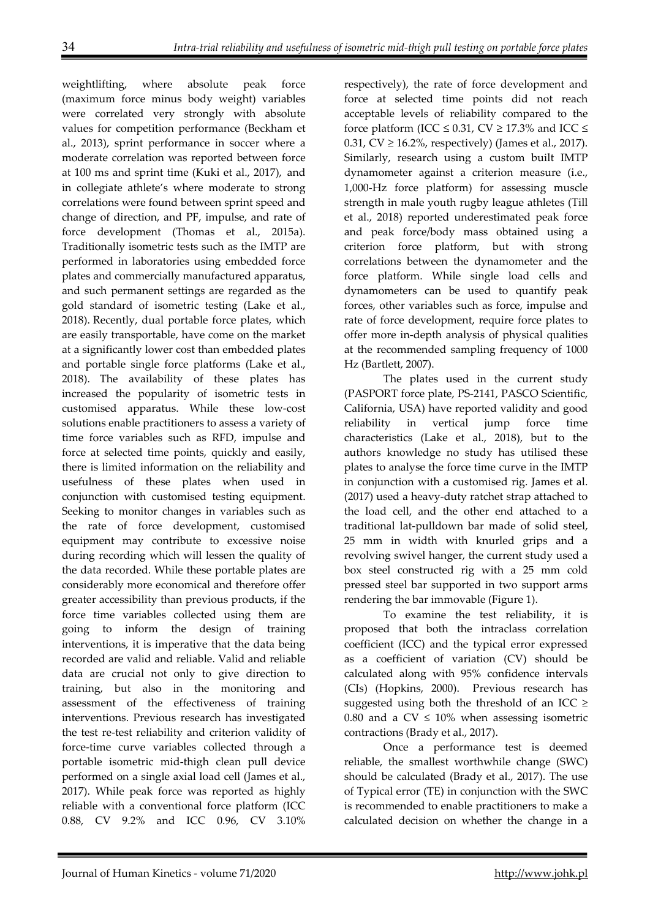weightlifting, where absolute peak force (maximum force minus body weight) variables were correlated very strongly with absolute values for competition performance (Beckham et al., 2013), sprint performance in soccer where a moderate correlation was reported between force at 100 ms and sprint time (Kuki et al., 2017), and in collegiate athlete's where moderate to strong correlations were found between sprint speed and change of direction, and PF, impulse, and rate of force development (Thomas et al., 2015a). Traditionally isometric tests such as the IMTP are performed in laboratories using embedded force plates and commercially manufactured apparatus, and such permanent settings are regarded as the gold standard of isometric testing (Lake et al., 2018). Recently, dual portable force plates, which are easily transportable, have come on the market at a significantly lower cost than embedded plates and portable single force platforms (Lake et al., 2018). The availability of these plates has increased the popularity of isometric tests in customised apparatus. While these low-cost solutions enable practitioners to assess a variety of time force variables such as RFD, impulse and force at selected time points, quickly and easily, there is limited information on the reliability and usefulness of these plates when used in conjunction with customised testing equipment. Seeking to monitor changes in variables such as the rate of force development, customised equipment may contribute to excessive noise during recording which will lessen the quality of the data recorded. While these portable plates are considerably more economical and therefore offer greater accessibility than previous products, if the force time variables collected using them are going to inform the design of training interventions, it is imperative that the data being recorded are valid and reliable. Valid and reliable data are crucial not only to give direction to training, but also in the monitoring and assessment of the effectiveness of training interventions. Previous research has investigated the test re-test reliability and criterion validity of force-time curve variables collected through a portable isometric mid-thigh clean pull device performed on a single axial load cell (James et al., 2017). While peak force was reported as highly reliable with a conventional force platform (ICC 0.88, CV 9.2% and ICC 0.96, CV 3.10% respectively), the rate of force development and force at selected time points did not reach acceptable levels of reliability compared to the force platform (ICC ≤ 0.31, CV ≥ 17.3% and ICC ≤ 0.31, CV ≥ 16.2%, respectively) (James et al., 2017). Similarly, research using a custom built IMTP dynamometer against a criterion measure (i.e., 1,000-Hz force platform) for assessing muscle strength in male youth rugby league athletes (Till et al., 2018) reported underestimated peak force and peak force/body mass obtained using a criterion force platform, but with strong correlations between the dynamometer and the force platform. While single load cells and dynamometers can be used to quantify peak forces, other variables such as force, impulse and rate of force development, require force plates to offer more in-depth analysis of physical qualities at the recommended sampling frequency of 1000 Hz (Bartlett, 2007).

The plates used in the current study (PASPORT force plate, PS-2141, PASCO Scientific, California, USA) have reported validity and good reliability in vertical jump force time characteristics (Lake et al., 2018), but to the authors knowledge no study has utilised these plates to analyse the force time curve in the IMTP in conjunction with a customised rig. James et al. (2017) used a heavy-duty ratchet strap attached to the load cell, and the other end attached to a traditional lat-pulldown bar made of solid steel, 25 mm in width with knurled grips and a revolving swivel hanger, the current study used a box steel constructed rig with a 25 mm cold pressed steel bar supported in two support arms rendering the bar immovable (Figure 1).

To examine the test reliability, it is proposed that both the intraclass correlation coefficient (ICC) and the typical error expressed as a coefficient of variation (CV) should be calculated along with 95% confidence intervals (CIs) (Hopkins, 2000). Previous research has suggested using both the threshold of an ICC ≥ 0.80 and a CV ≤ 10% when assessing isometric contractions (Brady et al., 2017).

Once a performance test is deemed reliable, the smallest worthwhile change (SWC) should be calculated (Brady et al., 2017). The use of Typical error (TE) in conjunction with the SWC is recommended to enable practitioners to make a calculated decision on whether the change in a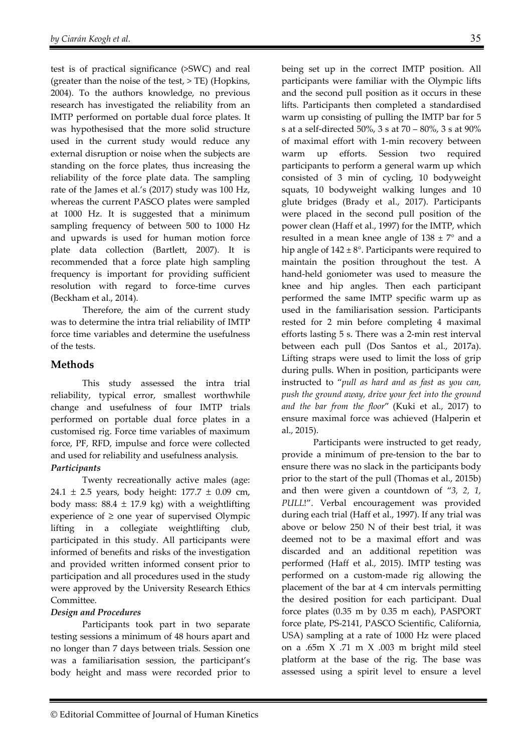test is of practical significance (>SWC) and real (greater than the noise of the test, > TE) (Hopkins, 2004). To the authors knowledge, no previous research has investigated the reliability from an IMTP performed on portable dual force plates. It was hypothesised that the more solid structure used in the current study would reduce any external disruption or noise when the subjects are standing on the force plates, thus increasing the reliability of the force plate data. The sampling rate of the James et al.'s (2017) study was 100 Hz, whereas the current PASCO plates were sampled at 1000 Hz. It is suggested that a minimum sampling frequency of between 500 to 1000 Hz and upwards is used for human motion force plate data collection (Bartlett, 2007). It is recommended that a force plate high sampling frequency is important for providing sufficient resolution with regard to force-time curves (Beckham et al., 2014).

Therefore, the aim of the current study was to determine the intra trial reliability of IMTP force time variables and determine the usefulness of the tests.

## Methods

This study assessed the intra trial reliability, typical error, smallest worthwhile change and usefulness of four IMTP trials performed on portable dual force plates in a customised rig. Force time variables of maximum force, PF, RFD, impulse and force were collected and used for reliability and usefulness analysis.

### *Participants*

Twenty recreationally active males (age: 24.1 ± 2.5 years, body height: 177.7 ± 0.09 cm, body mass: 88.4 ± 17.9 kg) with a weightlifting experience of ≥ one year of supervised Olympic lifting in a collegiate weightlifting club, participated in this study. All participants were informed of benefits and risks of the investigation and provided written informed consent prior to participation and all procedures used in the study were approved by the University Research Ethics Committee.

### *Design and Procedures*

Participants took part in two separate testing sessions a minimum of 48 hours apart and no longer than 7 days between trials. Session one was a familiarisation session, the participant's body height and mass were recorded prior to being set up in the correct IMTP position. All participants were familiar with the Olympic lifts and the second pull position as it occurs in these lifts. Participants then completed a standardised warm up consisting of pulling the IMTP bar for 5 s at a self-directed 50%, 3 s at 70 – 80%, 3 s at 90% of maximal effort with 1-min recovery between warm up efforts. Session two required participants to perform a general warm up which consisted of 3 min of cycling, 10 bodyweight squats, 10 bodyweight walking lunges and 10 glute bridges (Brady et al., 2017). Participants were placed in the second pull position of the power clean (Haff et al., 1997) for the IMTP, which resulted in a mean knee angle of 138 ± 7° and a hip angle of 142 ± 8°. Participants were required to maintain the position throughout the test. A hand-held goniometer was used to measure the knee and hip angles. Then each participant performed the same IMTP specific warm up as used in the familiarisation session. Participants rested for 2 min before completing 4 maximal efforts lasting 5 s. There was a 2-min rest interval between each pull (Dos Santos et al., 2017a). Lifting straps were used to limit the loss of grip during pulls. When in position, participants were instructed to "*pull as hard and as fast as you can, push the ground away, drive your feet into the ground and the bar from the floor*" (Kuki et al., 2017) to ensure maximal force was achieved (Halperin et al., 2015).

Participants were instructed to get ready, provide a minimum of pre-tension to the bar to ensure there was no slack in the participants body prior to the start of the pull (Thomas et al., 2015b) and then were given a countdown of "*3, 2, 1, PULL!*". Verbal encouragement was provided during each trial (Haff et al., 1997). If any trial was above or below 250 N of their best trial, it was deemed not to be a maximal effort and was discarded and an additional repetition was performed (Haff et al., 2015). IMTP testing was performed on a custom-made rig allowing the placement of the bar at 4 cm intervals permitting the desired position for each participant. Dual force plates (0.35 m by 0.35 m each), PASPORT force plate, PS-2141, PASCO Scientific, California, USA) sampling at a rate of 1000 Hz were placed on a .65m X .71 m X .003 m bright mild steel platform at the base of the rig. The base was assessed using a spirit level to ensure a level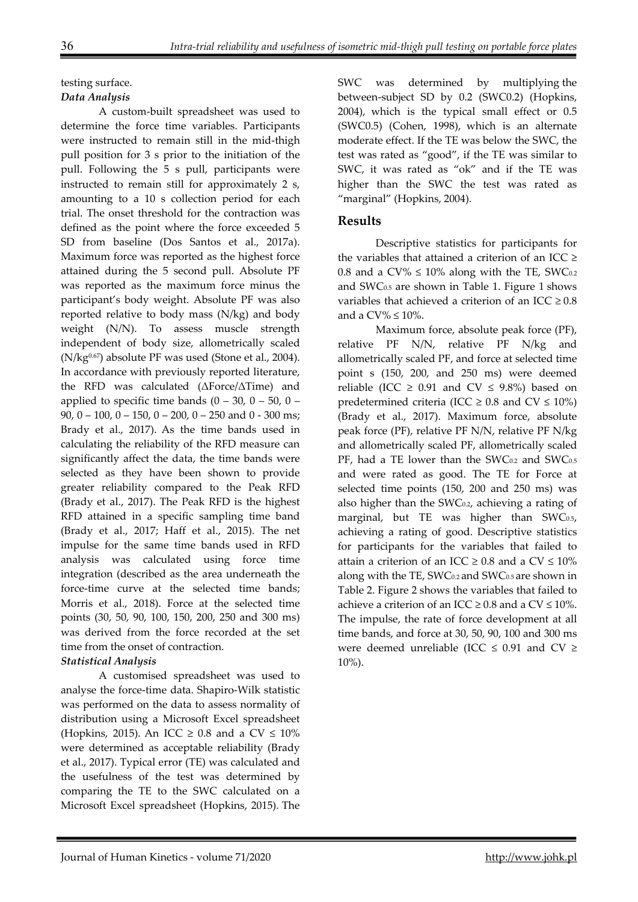testing surface.

***Data Analysis***

A custom-built spreadsheet was used to determine the force time variables. Participants were instructed to remain still in the mid-thigh pull position for 3 s prior to the initiation of the pull. Following the 5 s pull, participants were instructed to remain still for approximately 2 s, amounting to a 10 s collection period for each trial. The onset threshold for the contraction was defined as the point where the force exceeded 5 SD from baseline (Dos Santos et al., 2017a). Maximum force was reported as the highest force attained during the 5 second pull. Absolute PF was reported as the maximum force minus the participant's body weight. Absolute PF was also reported relative to body mass (N/kg) and body weight (N/N). To assess muscle strength independent of body size, allometrically scaled ($N/kg^{0.67}$) absolute PF was used (Stone et al., 2004). In accordance with previously reported literature, the RFD was calculated ($\Delta$Force/$\Delta$Time) and applied to specific time bands (0 – 30, 0 – 50, 0 – 90, 0 – 100, 0 – 150, 0 – 200, 0 – 250 and 0 - 300 ms; Brady et al., 2017). As the time bands used in calculating the reliability of the RFD measure can significantly affect the data, the time bands were selected as they have been shown to provide greater reliability compared to the Peak RFD (Brady et al., 2017). The Peak RFD is the highest RFD attained in a specific sampling time band (Brady et al., 2017; Haff et al., 2015). The net impulse for the same time bands used in RFD analysis was calculated using force time integration (described as the area underneath the force-time curve at the selected time bands; Morris et al., 2018). Force at the selected time points (30, 50, 90, 100, 150, 200, 250 and 300 ms) was derived from the force recorded at the set time from the onset of contraction.

***Statistical Analysis***

A customised spreadsheet was used to analyse the force-time data. Shapiro-Wilk statistic was performed on the data to assess normality of distribution using a Microsoft Excel spreadsheet (Hopkins, 2015). An ICC $\geq$ 0.8 and a CV $\leq$ 10% were determined as acceptable reliability (Brady et al., 2017). Typical error (TE) was calculated and the usefulness of the test was determined by comparing the TE to the SWC calculated on a Microsoft Excel spreadsheet (Hopkins, 2015). The SWC was determined by multiplying the between-subject SD by 0.2 (SWC0.2) (Hopkins, 2004), which is the typical small effect or 0.5 (SWC0.5) (Cohen, 1998), which is an alternate moderate effect. If the TE was below the SWC, the test was rated as "good", if the TE was similar to SWC, it was rated as "ok" and if the TE was higher than the SWC the test was rated as "marginal" (Hopkins, 2004).

## Results

Descriptive statistics for participants for the variables that attained a criterion of an ICC $\geq$ 0.8 and a CV% $\leq$ 10% along with the TE, $SWC_{0.2}$ and $SWC_{0.5}$ are shown in Table 1. Figure 1 shows variables that achieved a criterion of an ICC $\geq$ 0.8 and a CV% $\leq$ 10%.

Maximum force, absolute peak force (PF), relative PF N/N, relative PF N/kg and allometrically scaled PF, and force at selected time point s (150, 200, and 250 ms) were deemed reliable (ICC $\geq$ 0.91 and CV $\leq$ 9.8%) based on predetermined criteria (ICC $\geq$ 0.8 and CV $\leq$ 10%) (Brady et al., 2017). Maximum force, absolute peak force (PF), relative PF N/N, relative PF N/kg and allometrically scaled PF, allometrically scaled PF, had a TE lower than the $SWC_{0.2}$ and $SWC_{0.5}$ and were rated as good. The TE for Force at selected time points (150, 200 and 250 ms) was also higher than the $SWC_{0.2}$, achieving a rating of marginal, but TE was higher than $SWC_{0.5}$, achieving a rating of good. Descriptive statistics for participants for the variables that failed to attain a criterion of an ICC $\geq$ 0.8 and a CV $\leq$ 10% along with the TE, $SWC_{0.2}$ and $SWC_{0.5}$ are shown in Table 2. Figure 2 shows the variables that failed to achieve a criterion of an ICC $\geq$ 0.8 and a CV $\leq$ 10%. The impulse, the rate of force development at all time bands, and force at 30, 50, 90, 100 and 300 ms were deemed unreliable (ICC $\leq$ 0.91 and CV $\geq$ 10%).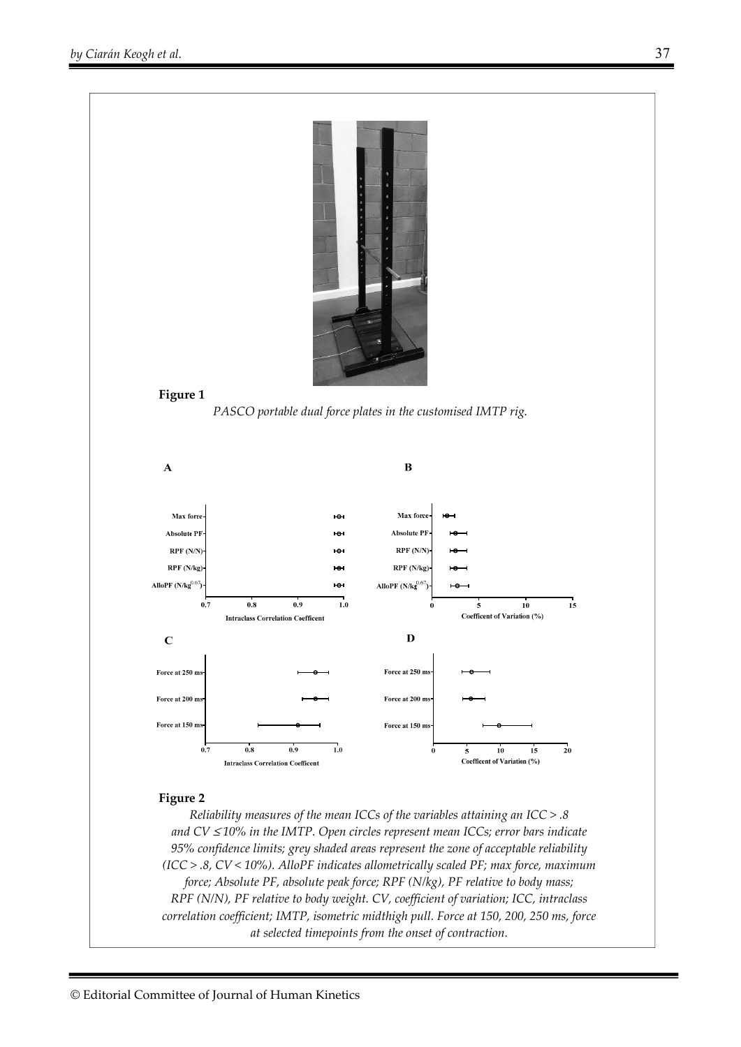**Figure 1**

*PASCO portable dual force plates in the customised IMTP rig.*

**Figure 2**

*Reliability measures of the mean ICCs of the variables attaining an ICC > .8 and CV ≤ 10% in the IMTP. Open circles represent mean ICCs; error bars indicate 95% confidence limits; grey shaded areas represent the zone of acceptable reliability (ICC > .8, CV < 10%). AlloPF indicates allometrically scaled PF; max force, maximum force; Absolute PF, absolute peak force; RPF (N/kg), PF relative to body mass; RPF (N/N), PF relative to body weight. CV, coefficient of variation; ICC, intraclass correlation coefficient; IMTP, isometric midthigh pull. Force at 150, 200, 250 ms, force at selected timepoints from the onset of contraction.*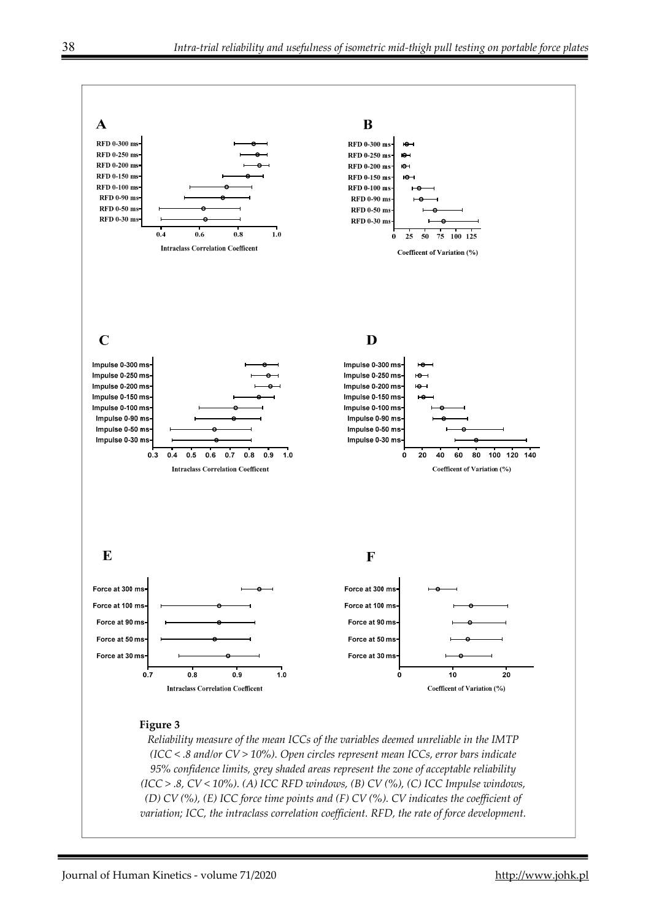**Figure 3**

*Reliability measure of the mean ICCs of the variables deemed unreliable in the IMTP (ICC < .8 and/or CV > 10%). Open circles represent mean ICCs, error bars indicate 95% confidence limits, grey shaded areas represent the zone of acceptable reliability (ICC > .8, CV < 10%). (A) ICC RFD windows, (B) CV (%), (C) ICC Impulse windows, (D) CV (%), (E) ICC force time points and (F) CV (%). CV indicates the coefficient of variation; ICC, the intraclass correlation coefficient. RFD, the rate of force development.*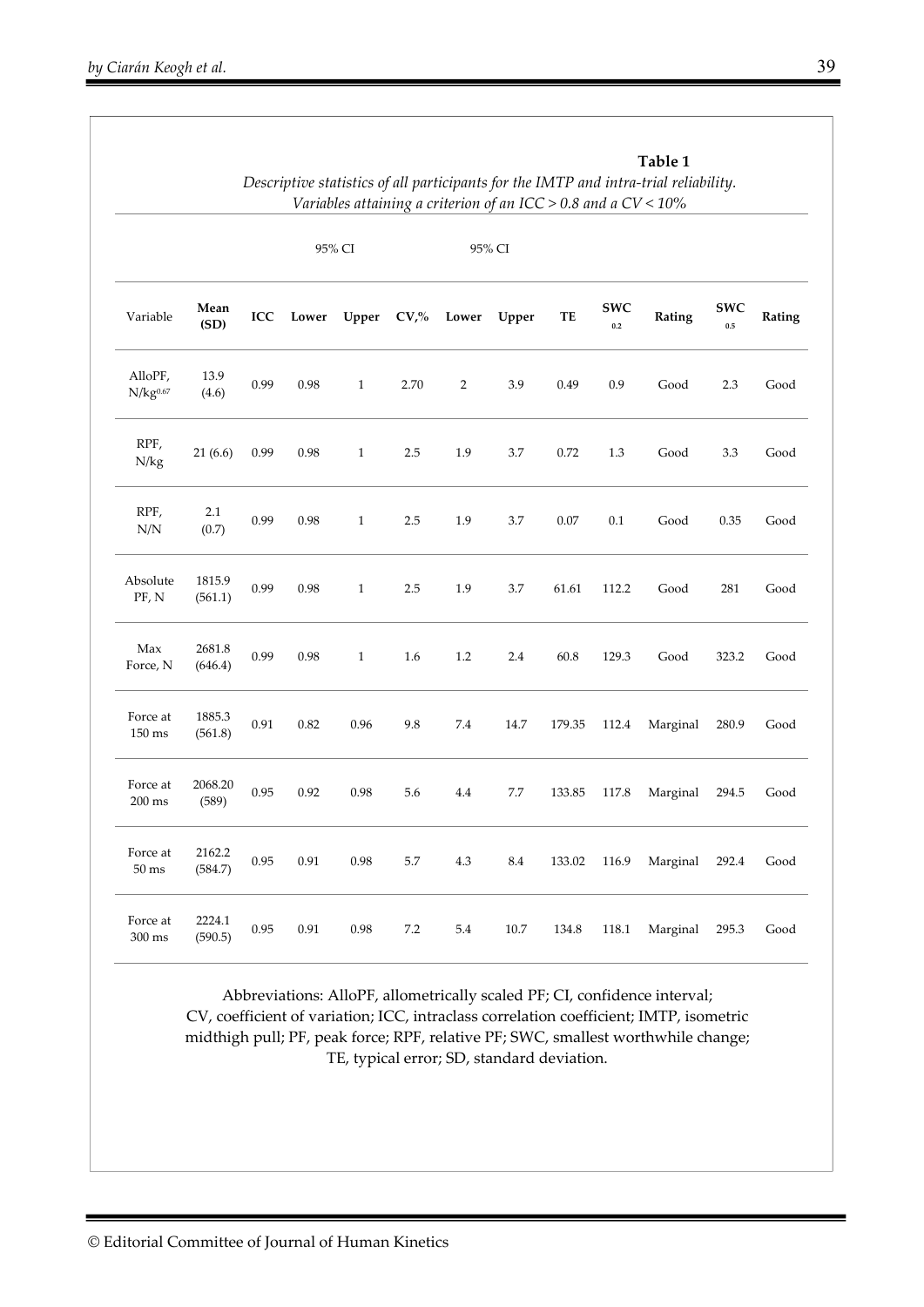**Table 1**

*Descriptive statistics of all participants for the IMTP and intra-trial reliability. Variables attaining a criterion of an ICC > 0.8 and a CV < 10%*

| | | | 95% CI | | | 95% CI | | | | | | |
|---|---|---|---|---|---|---|---|---|---|---|---|---|
| Variable | Mean (SD) | ICC | Lower | Upper | CV,% | Lower | Upper | TE | SWC 0.2 | Rating | SWC 0.5 | Rating |
| AlloPF, $N/kg^{0.67}$ | 13.9 (4.6) | 0.99 | 0.98 | 1 | 2.70 | 2 | 3.9 | 0.49 | 0.9 | Good | 2.3 | Good |
| RPF, N/kg | 21 (6.6) | 0.99 | 0.98 | 1 | 2.5 | 1.9 | 3.7 | 0.72 | 1.3 | Good | 3.3 | Good |
| RPF, N/N | 2.1 (0.7) | 0.99 | 0.98 | 1 | 2.5 | 1.9 | 3.7 | 0.07 | 0.1 | Good | 0.35 | Good |
| Absolute PF, N | 1815.9 (561.1) | 0.99 | 0.98 | 1 | 2.5 | 1.9 | 3.7 | 61.61 | 112.2 | Good | 281 | Good |
| Max Force, N | 2681.8 (646.4) | 0.99 | 0.98 | 1 | 1.6 | 1.2 | 2.4 | 60.8 | 129.3 | Good | 323.2 | Good |
| Force at 150 ms | 1885.3 (561.8) | 0.91 | 0.82 | 0.96 | 9.8 | 7.4 | 14.7 | 179.35 | 112.4 | Marginal | 280.9 | Good |
| Force at 200 ms | 2068.20 (589) | 0.95 | 0.92 | 0.98 | 5.6 | 4.4 | 7.7 | 133.85 | 117.8 | Marginal | 294.5 | Good |
| Force at 50 ms | 2162.2 (584.7) | 0.95 | 0.91 | 0.98 | 5.7 | 4.3 | 8.4 | 133.02 | 116.9 | Marginal | 292.4 | Good |
| Force at 300 ms | 2224.1 (590.5) | 0.95 | 0.91 | 0.98 | 7.2 | 5.4 | 10.7 | 134.8 | 118.1 | Marginal | 295.3 | Good |

Abbreviations: AlloPF, allometrically scaled PF; CI, confidence interval; CV, coefficient of variation; ICC, intraclass correlation coefficient; IMTP, isometric midthigh pull; PF, peak force; RPF, relative PF; SWC, smallest worthwhile change; TE, typical error; SD, standard deviation.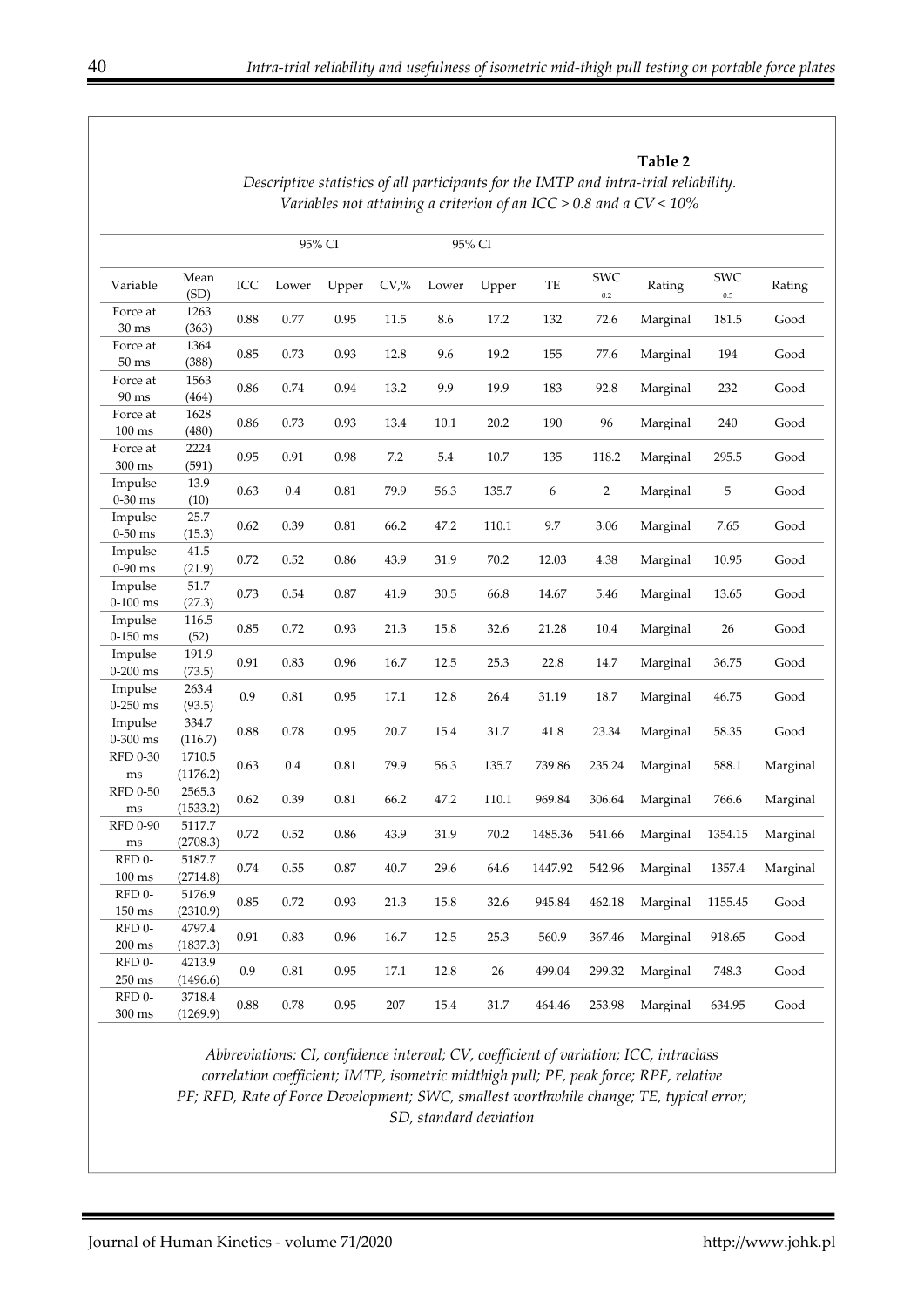**Table 2**

*Descriptive statistics of all participants for the IMTP and intra-trial reliability. Variables not attaining a criterion of an ICC > 0.8 and a CV < 10%*

| Variable | Mean (SD) | ICC | 95% CI Lower | 95% CI Upper | CV,% | 95% CI Lower | 95% CI Upper | TE | SWC 0.2 | Rating | SWC 0.5 | Rating |
|---|---|---|---|---|---|---|---|---|---|---|---|---|
| Force at 30 ms | 1263 (363) | 0.88 | 0.77 | 0.95 | 11.5 | 8.6 | 17.2 | 132 | 72.6 | Marginal | 181.5 | Good |
| Force at 50 ms | 1364 (388) | 0.85 | 0.73 | 0.93 | 12.8 | 9.6 | 19.2 | 155 | 77.6 | Marginal | 194 | Good |
| Force at 90 ms | 1563 (464) | 0.86 | 0.74 | 0.94 | 13.2 | 9.9 | 19.9 | 183 | 92.8 | Marginal | 232 | Good |
| Force at 100 ms | 1628 (480) | 0.86 | 0.73 | 0.93 | 13.4 | 10.1 | 20.2 | 190 | 96 | Marginal | 240 | Good |
| Force at 300 ms | 2224 (591) | 0.95 | 0.91 | 0.98 | 7.2 | 5.4 | 10.7 | 135 | 118.2 | Marginal | 295.5 | Good |
| Impulse 0-30 ms | 13.9 (10) | 0.63 | 0.4 | 0.81 | 79.9 | 56.3 | 135.7 | 6 | 2 | Marginal | 5 | Good |
| Impulse 0-50 ms | 25.7 (15.3) | 0.62 | 0.39 | 0.81 | 66.2 | 47.2 | 110.1 | 9.7 | 3.06 | Marginal | 7.65 | Good |
| Impulse 0-90 ms | 41.5 (21.9) | 0.72 | 0.52 | 0.86 | 43.9 | 31.9 | 70.2 | 12.03 | 4.38 | Marginal | 10.95 | Good |
| Impulse 0-100 ms | 51.7 (27.3) | 0.73 | 0.54 | 0.87 | 41.9 | 30.5 | 66.8 | 14.67 | 5.46 | Marginal | 13.65 | Good |
| Impulse 0-150 ms | 116.5 (52) | 0.85 | 0.72 | 0.93 | 21.3 | 15.8 | 32.6 | 21.28 | 10.4 | Marginal | 26 | Good |
| Impulse 0-200 ms | 191.9 (73.5) | 0.91 | 0.83 | 0.96 | 16.7 | 12.5 | 25.3 | 22.8 | 14.7 | Marginal | 36.75 | Good |
| Impulse 0-250 ms | 263.4 (93.5) | 0.9 | 0.81 | 0.95 | 17.1 | 12.8 | 26.4 | 31.19 | 18.7 | Marginal | 46.75 | Good |
| Impulse 0-300 ms | 334.7 (116.7) | 0.88 | 0.78 | 0.95 | 20.7 | 15.4 | 31.7 | 41.8 | 23.34 | Marginal | 58.35 | Good |
| RFD 0-30 ms | 1710.5 (1176.2) | 0.63 | 0.4 | 0.81 | 79.9 | 56.3 | 135.7 | 739.86 | 235.24 | Marginal | 588.1 | Marginal |
| RFD 0-50 ms | 2565.3 (1533.2) | 0.62 | 0.39 | 0.81 | 66.2 | 47.2 | 110.1 | 969.84 | 306.64 | Marginal | 766.6 | Marginal |
| RFD 0-90 ms | 5117.7 (2708.3) | 0.72 | 0.52 | 0.86 | 43.9 | 31.9 | 70.2 | 1485.36 | 541.66 | Marginal | 1354.15 | Marginal |
| RFD 0-100 ms | 5187.7 (2714.8) | 0.74 | 0.55 | 0.87 | 40.7 | 29.6 | 64.6 | 1447.92 | 542.96 | Marginal | 1357.4 | Marginal |
| RFD 0-150 ms | 5176.9 (2310.9) | 0.85 | 0.72 | 0.93 | 21.3 | 15.8 | 32.6 | 945.84 | 462.18 | Marginal | 1155.45 | Good |
| RFD 0-200 ms | 4797.4 (1837.3) | 0.91 | 0.83 | 0.96 | 16.7 | 12.5 | 25.3 | 560.9 | 367.46 | Marginal | 918.65 | Good |
| RFD 0-250 ms | 4213.9 (1496.6) | 0.9 | 0.81 | 0.95 | 17.1 | 12.8 | 26 | 499.04 | 299.32 | Marginal | 748.3 | Good |
| RFD 0-300 ms | 3718.4 (1269.9) | 0.88 | 0.78 | 0.95 | 207 | 15.4 | 31.7 | 464.46 | 253.98 | Marginal | 634.95 | Good |

*Abbreviations: CI, confidence interval; CV, coefficient of variation; ICC, intraclass correlation coefficient; IMTP, isometric midthigh pull; PF, peak force; RPF, relative PF; RFD, Rate of Force Development; SWC, smallest worthwhile change; TE, typical error; SD, standard deviation*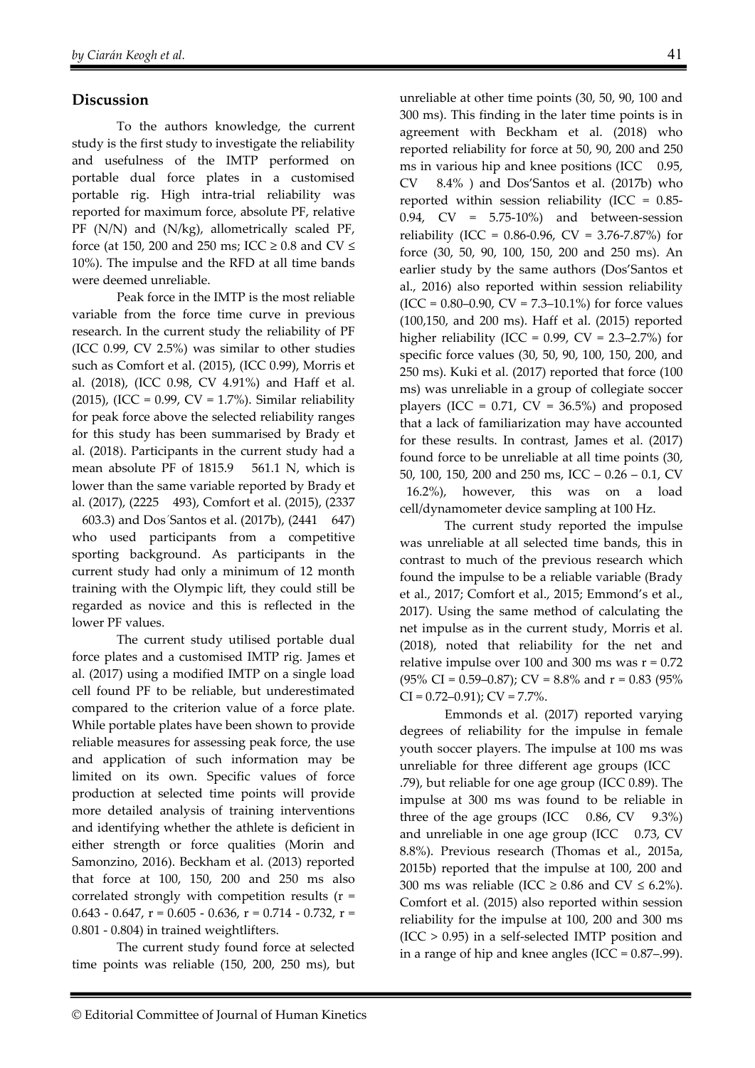## Discussion

To the authors knowledge, the current study is the first study to investigate the reliability and usefulness of the IMTP performed on portable dual force plates in a customised portable rig. High intra-trial reliability was reported for maximum force, absolute PF, relative PF (N/N) and (N/kg), allometrically scaled PF, force (at 150, 200 and 250 ms; ICC ≥ 0.8 and CV ≤ 10%). The impulse and the RFD at all time bands were deemed unreliable.

Peak force in the IMTP is the most reliable variable from the force time curve in previous research. In the current study the reliability of PF (ICC 0.99, CV 2.5%) was similar to other studies such as Comfort et al. (2015), (ICC 0.99), Morris et al. (2018), (ICC 0.98, CV 4.91%) and Haff et al. (2015), (ICC = 0.99, CV = 1.7%). Similar reliability for peak force above the selected reliability ranges for this study has been summarised by Brady et al. (2018). Participants in the current study had a mean absolute PF of 1815.9 561.1 N, which is lower than the same variable reported by Brady et al. (2017), (2225 493), Comfort et al. (2015), (2337 603.3) and Dos´Santos et al. (2017b), (2441 647) who used participants from a competitive sporting background. As participants in the current study had only a minimum of 12 month training with the Olympic lift, they could still be regarded as novice and this is reflected in the lower PF values.

The current study utilised portable dual force plates and a customised IMTP rig. James et al. (2017) using a modified IMTP on a single load cell found PF to be reliable, but underestimated compared to the criterion value of a force plate. While portable plates have been shown to provide reliable measures for assessing peak force, the use and application of such information may be limited on its own. Specific values of force production at selected time points will provide more detailed analysis of training interventions and identifying whether the athlete is deficient in either strength or force qualities (Morin and Samonzino, 2016). Beckham et al. (2013) reported that force at 100, 150, 200 and 250 ms also correlated strongly with competition results (r = 0.643 - 0.647, r = 0.605 - 0.636, r = 0.714 - 0.732, r = 0.801 - 0.804) in trained weightlifters.

The current study found force at selected time points was reliable (150, 200, 250 ms), but unreliable at other time points (30, 50, 90, 100 and 300 ms). This finding in the later time points is in agreement with Beckham et al. (2018) who reported reliability for force at 50, 90, 200 and 250 ms in various hip and knee positions (ICC 0.95, CV 8.4% ) and Dos'Santos et al. (2017b) who reported within session reliability (ICC = 0.85-0.94, CV = 5.75-10%) and between-session reliability (ICC = 0.86-0.96, CV = 3.76-7.87%) for force (30, 50, 90, 100, 150, 200 and 250 ms). An earlier study by the same authors (Dos'Santos et al., 2016) also reported within session reliability (ICC = 0.80–0.90, CV = 7.3–10.1%) for force values (100,150, and 200 ms). Haff et al. (2015) reported higher reliability (ICC = 0.99, CV = 2.3–2.7%) for specific force values (30, 50, 90, 100, 150, 200, and 250 ms). Kuki et al. (2017) reported that force (100 ms) was unreliable in a group of collegiate soccer players (ICC = 0.71, CV = 36.5%) and proposed that a lack of familiarization may have accounted for these results. In contrast, James et al. (2017) found force to be unreliable at all time points (30, 50, 100, 150, 200 and 250 ms, ICC – 0.26 – 0.1, CV 16.2%), however, this was on a load cell/dynamometer device sampling at 100 Hz.

The current study reported the impulse was unreliable at all selected time bands, this in contrast to much of the previous research which found the impulse to be a reliable variable (Brady et al., 2017; Comfort et al., 2015; Emmond's et al., 2017). Using the same method of calculating the net impulse as in the current study, Morris et al. (2018), noted that reliability for the net and relative impulse over 100 and 300 ms was r = 0.72 (95% CI = 0.59–0.87); CV = 8.8% and r = 0.83 (95% CI = 0.72–0.91); CV = 7.7%.

Emmonds et al. (2017) reported varying degrees of reliability for the impulse in female youth soccer players. The impulse at 100 ms was unreliable for three different age groups (ICC .79), but reliable for one age group (ICC 0.89). The impulse at 300 ms was found to be reliable in three of the age groups (ICC 0.86, CV 9.3%) and unreliable in one age group (ICC 0.73, CV 8.8%). Previous research (Thomas et al., 2015a, 2015b) reported that the impulse at 100, 200 and 300 ms was reliable (ICC ≥ 0.86 and CV ≤ 6.2%). Comfort et al. (2015) also reported within session reliability for the impulse at 100, 200 and 300 ms (ICC > 0.95) in a self-selected IMTP position and in a range of hip and knee angles (ICC = 0.87–.99).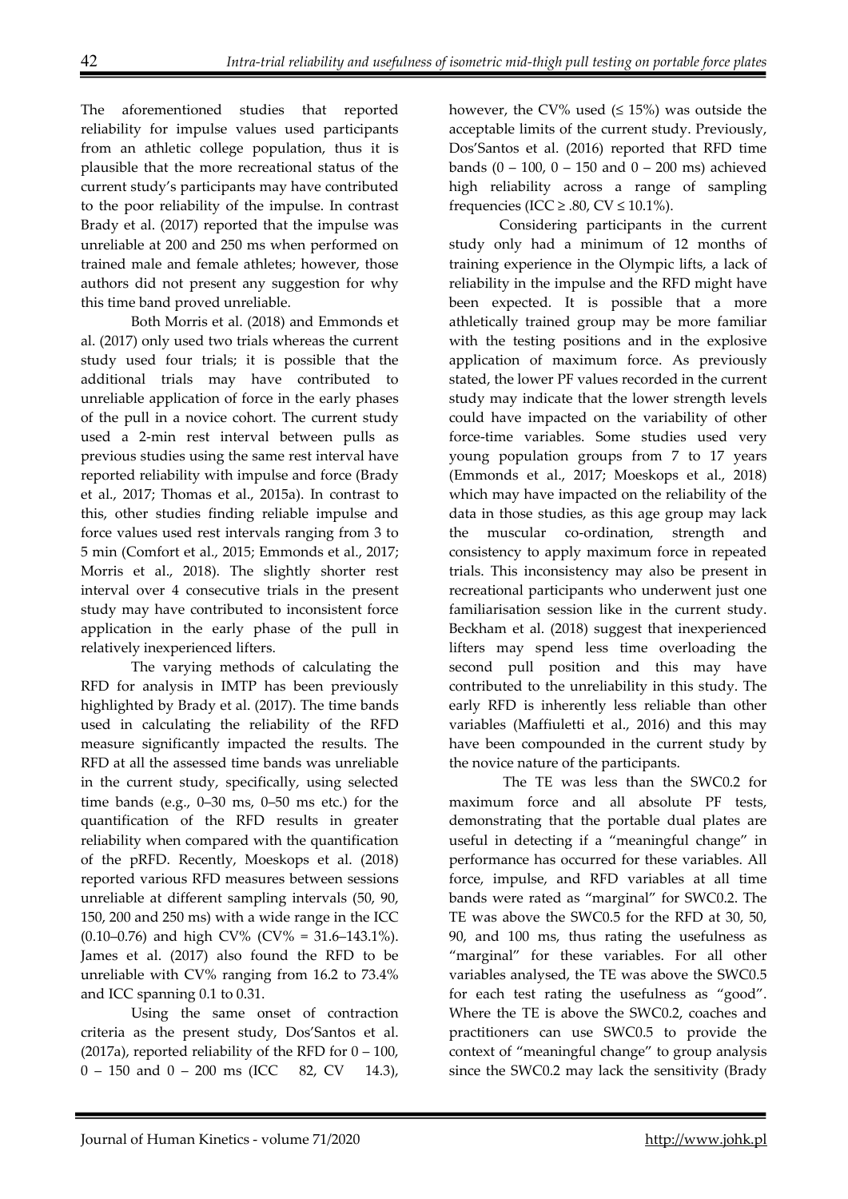The aforementioned studies that reported reliability for impulse values used participants from an athletic college population, thus it is plausible that the more recreational status of the current study's participants may have contributed to the poor reliability of the impulse. In contrast Brady et al. (2017) reported that the impulse was unreliable at 200 and 250 ms when performed on trained male and female athletes; however, those authors did not present any suggestion for why this time band proved unreliable.

Both Morris et al. (2018) and Emmonds et al. (2017) only used two trials whereas the current study used four trials; it is possible that the additional trials may have contributed to unreliable application of force in the early phases of the pull in a novice cohort. The current study used a 2-min rest interval between pulls as previous studies using the same rest interval have reported reliability with impulse and force (Brady et al., 2017; Thomas et al., 2015a). In contrast to this, other studies finding reliable impulse and force values used rest intervals ranging from 3 to 5 min (Comfort et al., 2015; Emmonds et al., 2017; Morris et al., 2018). The slightly shorter rest interval over 4 consecutive trials in the present study may have contributed to inconsistent force application in the early phase of the pull in relatively inexperienced lifters.

The varying methods of calculating the RFD for analysis in IMTP has been previously highlighted by Brady et al. (2017). The time bands used in calculating the reliability of the RFD measure significantly impacted the results. The RFD at all the assessed time bands was unreliable in the current study, specifically, using selected time bands (e.g., 0–30 ms, 0–50 ms etc.) for the quantification of the RFD results in greater reliability when compared with the quantification of the pRFD. Recently, Moeskops et al. (2018) reported various RFD measures between sessions unreliable at different sampling intervals (50, 90, 150, 200 and 250 ms) with a wide range in the ICC (0.10–0.76) and high CV% (CV% = 31.6–143.1%). James et al. (2017) also found the RFD to be unreliable with CV% ranging from 16.2 to 73.4% and ICC spanning 0.1 to 0.31.

Using the same onset of contraction criteria as the present study, Dos'Santos et al. (2017a), reported reliability of the RFD for 0 – 100, 0 – 150 and 0 – 200 ms (ICC 82, CV 14.3), however, the CV% used (≤ 15%) was outside the acceptable limits of the current study. Previously, Dos'Santos et al. (2016) reported that RFD time bands (0 – 100, 0 – 150 and 0 – 200 ms) achieved high reliability across a range of sampling frequencies (ICC ≥ .80, CV ≤ 10.1%).

Considering participants in the current study only had a minimum of 12 months of training experience in the Olympic lifts, a lack of reliability in the impulse and the RFD might have been expected. It is possible that a more athletically trained group may be more familiar with the testing positions and in the explosive application of maximum force. As previously stated, the lower PF values recorded in the current study may indicate that the lower strength levels could have impacted on the variability of other force-time variables. Some studies used very young population groups from 7 to 17 years (Emmonds et al., 2017; Moeskops et al., 2018) which may have impacted on the reliability of the data in those studies, as this age group may lack the muscular co-ordination, strength and consistency to apply maximum force in repeated trials. This inconsistency may also be present in recreational participants who underwent just one familiarisation session like in the current study. Beckham et al. (2018) suggest that inexperienced lifters may spend less time overloading the second pull position and this may have contributed to the unreliability in this study. The early RFD is inherently less reliable than other variables (Maffiuletti et al., 2016) and this may have been compounded in the current study by the novice nature of the participants.

The TE was less than the SWC0.2 for maximum force and all absolute PF tests, demonstrating that the portable dual plates are useful in detecting if a "meaningful change" in performance has occurred for these variables. All force, impulse, and RFD variables at all time bands were rated as "marginal" for SWC0.2. The TE was above the SWC0.5 for the RFD at 30, 50, 90, and 100 ms, thus rating the usefulness as "marginal" for these variables. For all other variables analysed, the TE was above the SWC0.5 for each test rating the usefulness as "good". Where the TE is above the SWC0.2, coaches and practitioners can use SWC0.5 to provide the context of "meaningful change" to group analysis since the SWC0.2 may lack the sensitivity (Brady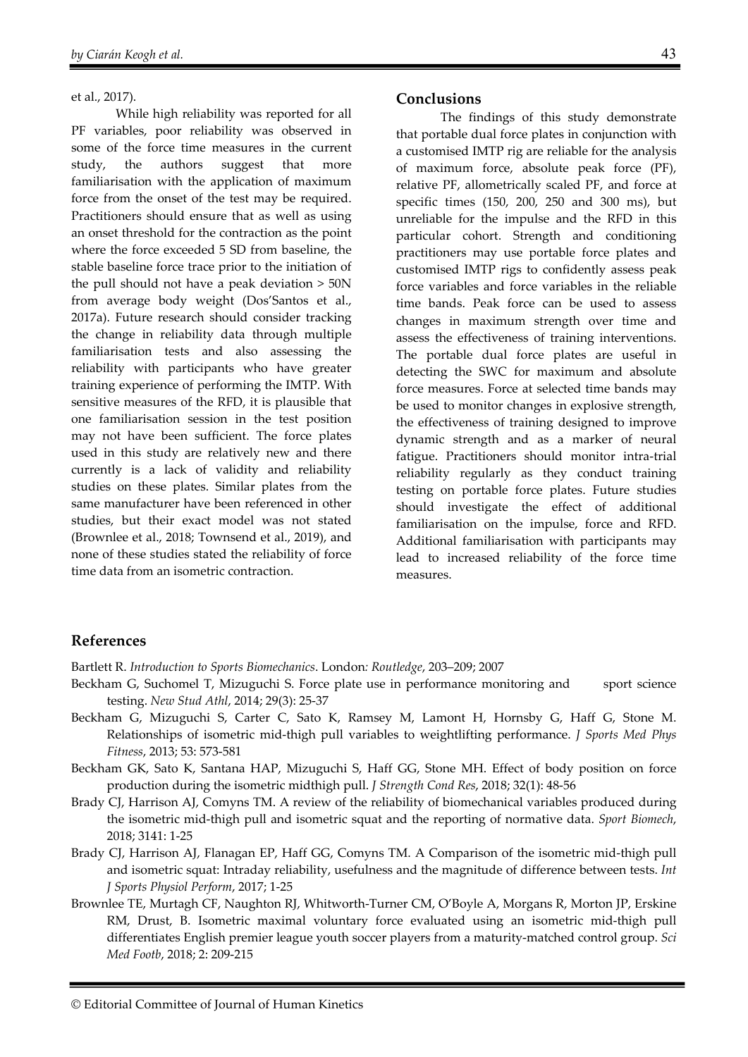et al., 2017).

While high reliability was reported for all PF variables, poor reliability was observed in some of the force time measures in the current study, the authors suggest that more familiarisation with the application of maximum force from the onset of the test may be required. Practitioners should ensure that as well as using an onset threshold for the contraction as the point where the force exceeded 5 SD from baseline, the stable baseline force trace prior to the initiation of the pull should not have a peak deviation > 50N from average body weight (Dos'Santos et al., 2017a). Future research should consider tracking the change in reliability data through multiple familiarisation tests and also assessing the reliability with participants who have greater training experience of performing the IMTP. With sensitive measures of the RFD, it is plausible that one familiarisation session in the test position may not have been sufficient. The force plates used in this study are relatively new and there currently is a lack of validity and reliability studies on these plates. Similar plates from the same manufacturer have been referenced in other studies, but their exact model was not stated (Brownlee et al., 2018; Townsend et al., 2019), and none of these studies stated the reliability of force time data from an isometric contraction.

## Conclusions

The findings of this study demonstrate that portable dual force plates in conjunction with a customised IMTP rig are reliable for the analysis of maximum force, absolute peak force (PF), relative PF, allometrically scaled PF, and force at specific times (150, 200, 250 and 300 ms), but unreliable for the impulse and the RFD in this particular cohort. Strength and conditioning practitioners may use portable force plates and customised IMTP rigs to confidently assess peak force variables and force variables in the reliable time bands. Peak force can be used to assess changes in maximum strength over time and assess the effectiveness of training interventions. The portable dual force plates are useful in detecting the SWC for maximum and absolute force measures. Force at selected time bands may be used to monitor changes in explosive strength, the effectiveness of training designed to improve dynamic strength and as a marker of neural fatigue. Practitioners should monitor intra-trial reliability regularly as they conduct training testing on portable force plates. Future studies should investigate the effect of additional familiarisation on the impulse, force and RFD. Additional familiarisation with participants may lead to increased reliability of the force time measures.

## References

Bartlett R. *Introduction to Sports Biomechanics*. London*: Routledge*, 203–209; 2007

Beckham G, Suchomel T, Mizuguchi S. Force plate use in performance monitoring and sport science testing. *New Stud Athl*, 2014; 29(3): 25-37

Beckham G, Mizuguchi S, Carter C, Sato K, Ramsey M, Lamont H, Hornsby G, Haff G, Stone M. Relationships of isometric mid-thigh pull variables to weightlifting performance. *J Sports Med Phys Fitness*, 2013; 53: 573-581

Beckham GK, Sato K, Santana HAP, Mizuguchi S, Haff GG, Stone MH. Effect of body position on force production during the isometric midthigh pull. *J Strength Cond Res*, 2018; 32(1): 48-56

Brady CJ, Harrison AJ, Comyns TM. A review of the reliability of biomechanical variables produced during the isometric mid-thigh pull and isometric squat and the reporting of normative data. *Sport Biomech*, 2018; 3141: 1-25

Brady CJ, Harrison AJ, Flanagan EP, Haff GG, Comyns TM. A Comparison of the isometric mid-thigh pull and isometric squat: Intraday reliability, usefulness and the magnitude of difference between tests. *Int J Sports Physiol Perform*, 2017; 1-25

Brownlee TE, Murtagh CF, Naughton RJ, Whitworth-Turner CM, O'Boyle A, Morgans R, Morton JP, Erskine RM, Drust, B. Isometric maximal voluntary force evaluated using an isometric mid-thigh pull differentiates English premier league youth soccer players from a maturity-matched control group. *Sci Med Footb*, 2018; 2: 209-215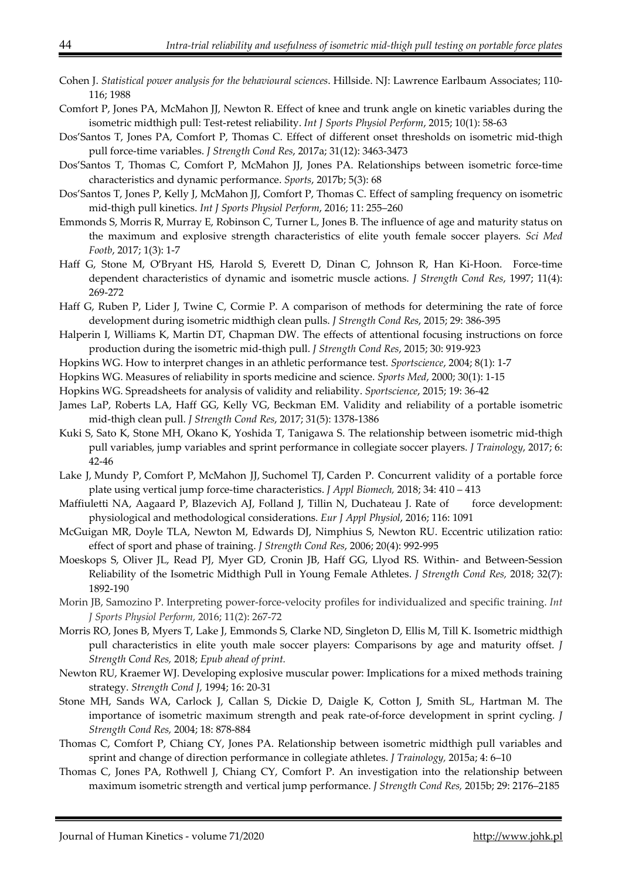Cohen J. *Statistical power analysis for the behavioural sciences*. Hillside. NJ: Lawrence Earlbaum Associates; 110-116; 1988

Comfort P, Jones PA, McMahon JJ, Newton R. Effect of knee and trunk angle on kinetic variables during the isometric midthigh pull: Test-retest reliability. *Int J Sports Physiol Perform*, 2015; 10(1): 58-63

Dos'Santos T, Jones PA, Comfort P, Thomas C. Effect of different onset thresholds on isometric mid-thigh pull force-time variables. *J Strength Cond Res*, 2017a; 31(12): 3463-3473

Dos'Santos T, Thomas C, Comfort P, McMahon JJ, Jones PA. Relationships between isometric force-time characteristics and dynamic performance. *Sports*, 2017b; 5(3): 68

Dos'Santos T, Jones P, Kelly J, McMahon JJ, Comfort P, Thomas C. Effect of sampling frequency on isometric mid-thigh pull kinetics. *Int J Sports Physiol Perform*, 2016; 11: 255–260

Emmonds S, Morris R, Murray E, Robinson C, Turner L, Jones B. The influence of age and maturity status on the maximum and explosive strength characteristics of elite youth female soccer players. *Sci Med Footb*, 2017; 1(3): 1-7

Haff G, Stone M, O'Bryant HS, Harold S, Everett D, Dinan C, Johnson R, Han Ki-Hoon. Force-time dependent characteristics of dynamic and isometric muscle actions. *J Strength Cond Res*, 1997; 11(4): 269-272

Haff G, Ruben P, Lider J, Twine C, Cormie P. A comparison of methods for determining the rate of force development during isometric midthigh clean pulls. *J Strength Cond Res*, 2015; 29: 386-395

Halperin I, Williams K, Martin DT, Chapman DW. The effects of attentional focusing instructions on force production during the isometric mid-thigh pull. *J Strength Cond Res*, 2015; 30: 919-923

Hopkins WG. How to interpret changes in an athletic performance test. *Sportscience*, 2004; 8(1): 1-7

Hopkins WG. Measures of reliability in sports medicine and science. *Sports Med*, 2000; 30(1): 1-15

Hopkins WG. Spreadsheets for analysis of validity and reliability. *Sportscience*, 2015; 19: 36-42

James LaP, Roberts LA, Haff GG, Kelly VG, Beckman EM. Validity and reliability of a portable isometric mid-thigh clean pull. *J Strength Cond Res*, 2017; 31(5): 1378-1386

Kuki S, Sato K, Stone MH, Okano K, Yoshida T, Tanigawa S. The relationship between isometric mid-thigh pull variables, jump variables and sprint performance in collegiate soccer players. *J Trainology*, 2017; 6: 42-46

Lake J, Mundy P, Comfort P, McMahon JJ, Suchomel TJ, Carden P. Concurrent validity of a portable force plate using vertical jump force-time characteristics. *J Appl Biomech,* 2018; 34: 410 – 413

Maffiuletti NA, Aagaard P, Blazevich AJ, Folland J, Tillin N, Duchateau J. Rate of force development: physiological and methodological considerations. *Eur J Appl Physiol*, 2016; 116: 1091

McGuigan MR, Doyle TLA, Newton M, Edwards DJ, Nimphius S, Newton RU. Eccentric utilization ratio: effect of sport and phase of training. *J Strength Cond Res*, 2006; 20(4): 992-995

Moeskops S, Oliver JL, Read PJ, Myer GD, Cronin JB, Haff GG, Llyod RS. Within- and Between-Session Reliability of the Isometric Midthigh Pull in Young Female Athletes. *J Strength Cond Res,* 2018; 32(7): 1892-190

Morin JB, Samozino P. Interpreting power-force-velocity profiles for individualized and specific training. *Int J Sports Physiol Perform,* 2016; 11(2): 267-72

Morris RO, Jones B, Myers T, Lake J, Emmonds S, Clarke ND, Singleton D, Ellis M, Till K. Isometric midthigh pull characteristics in elite youth male soccer players: Comparisons by age and maturity offset. *J Strength Cond Res,* 2018; *Epub ahead of print.*

Newton RU, Kraemer WJ. Developing explosive muscular power: Implications for a mixed methods training strategy. *Strength Cond J,* 1994; 16: 20-31

Stone MH, Sands WA, Carlock J, Callan S, Dickie D, Daigle K, Cotton J, Smith SL, Hartman M. The importance of isometric maximum strength and peak rate-of-force development in sprint cycling. *J Strength Cond Res,* 2004; 18: 878-884

Thomas C, Comfort P, Chiang CY, Jones PA. Relationship between isometric midthigh pull variables and sprint and change of direction performance in collegiate athletes. *J Trainology,* 2015a; 4: 6–10

Thomas C, Jones PA, Rothwell J, Chiang CY, Comfort P. An investigation into the relationship between maximum isometric strength and vertical jump performance. *J Strength Cond Res,* 2015b; 29: 2176–2185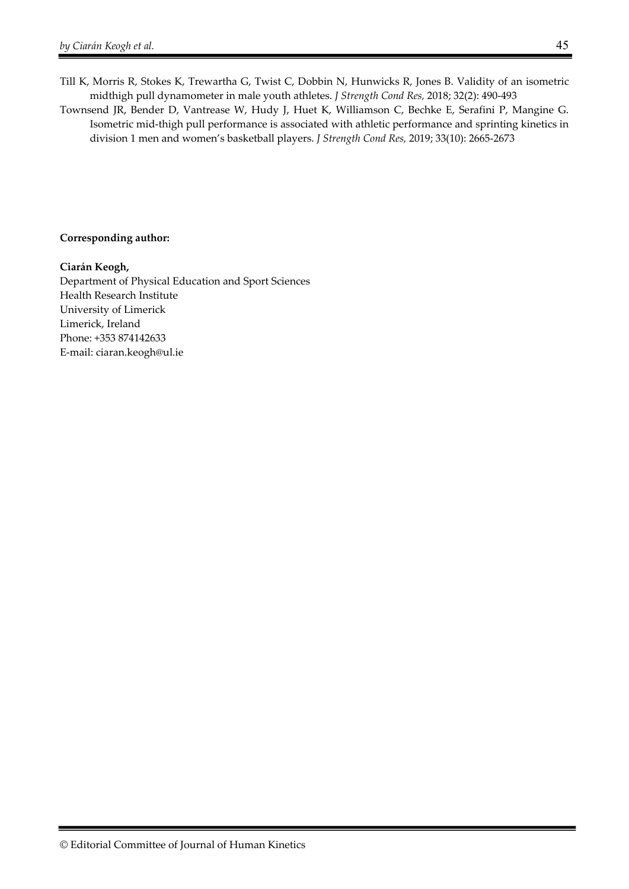Till K, Morris R, Stokes K, Trewartha G, Twist C, Dobbin N, Hunwicks R, Jones B. Validity of an isometric midthigh pull dynamometer in male youth athletes. *J Strength Cond Res,* 2018; 32(2): 490-493

Townsend JR, Bender D, Vantrease W, Hudy J, Huet K, Williamson C, Bechke E, Serafini P, Mangine G. Isometric mid-thigh pull performance is associated with athletic performance and sprinting kinetics in division 1 men and women's basketball players. *J Strength Cond Res,* 2019; 33(10): 2665-2673

**Corresponding author:**

**Ciarán Keogh,**
Department of Physical Education and Sport Sciences
Health Research Institute
University of Limerick
Limerick, Ireland
Phone: +353 874142633
E-mail: ciaran.keogh@ul.ie